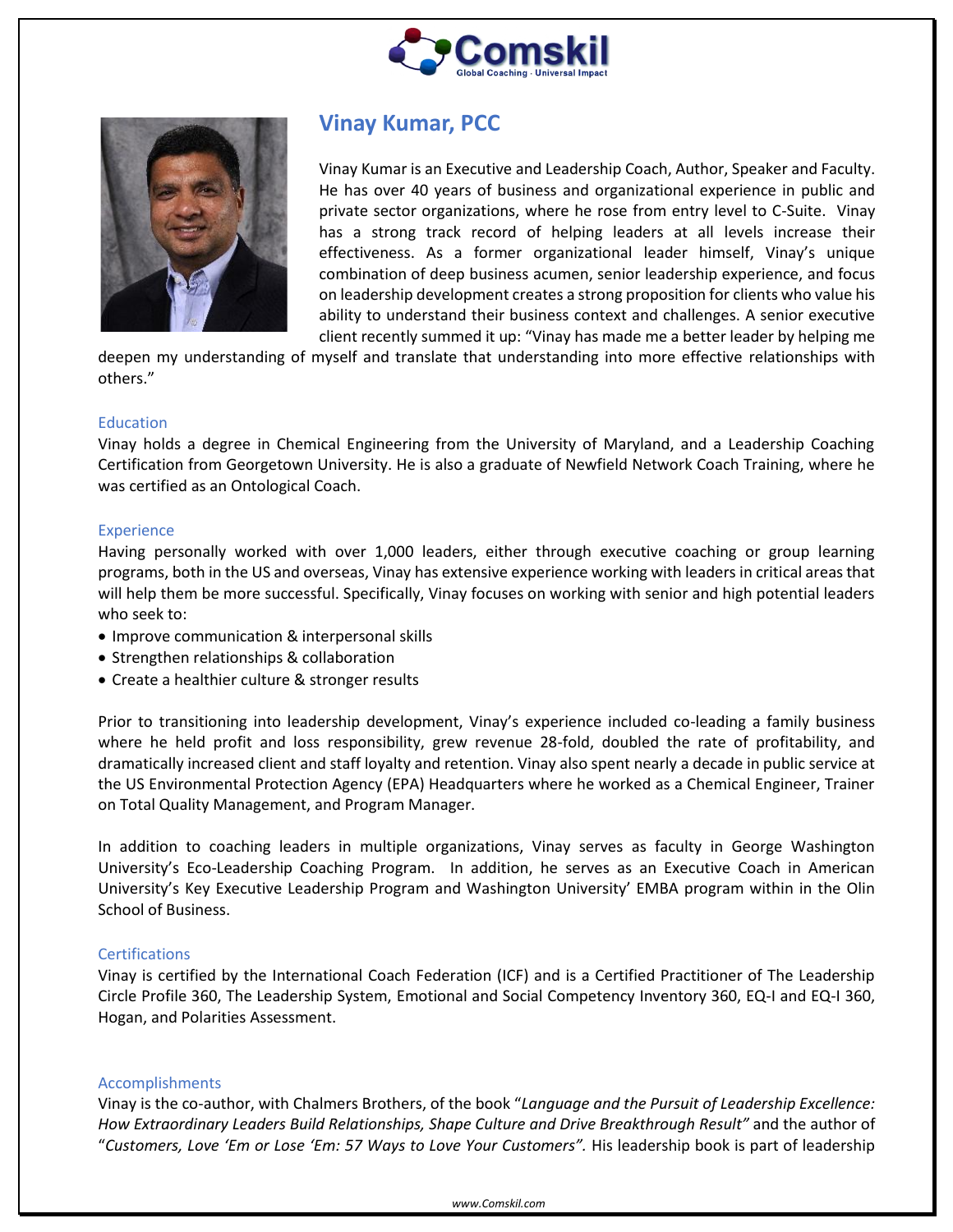# Vinay Kumar, PCC

Vinay Kumar is an Executive and Leadership Coach, Author, Speaker and Faculty. He has over 40 years of business and organizational experience in public and private sector organizations, where he rose from entry level to C-Suite. Vinay has a strong track record of helping leaders at all levels increase their effectiveness. As a former organizational leader himself, Vinay's unique combination of deep business acumen, senior leadership experience, and focus on leadership development creates a strong proposition for clients who value his ability to understand their business context and challenges. A senior executive client recently summed it up: "Vinay has made me a better leader by helping me deepen my understanding of myself and translate that understanding into more effective relationships with others."

## Education

Vinay holds a degree in Chemical Engineering from the University of Maryland, and a Leadership Coaching Certification from Georgetown University. He is also a graduate of Newfield Network Coach Training, where he was certified as an Ontological Coach.

## Experience

Having personally worked with over 1,000 leaders, either through executive coaching or group learning programs, both in the US and overseas, Vinay has extensive experience working with leaders in critical areas that will help them be more successful. Specifically, Vinay focuses on working with senior and high potential leaders who seek to:

- Improve communication & interpersonal skills
- Strengthen relationships & collaboration
- Create a healthier culture & stronger results

Prior to transitioning into leadership development, Vinay's experience included co-leading a family business where he held profit and loss responsibility, grew revenue 28-fold, doubled the rate of profitability, and dramatically increased client and staff loyalty and retention. Vinay also spent nearly a decade in public service at the US Environmental Protection Agency (EPA) Headquarters where he worked as a Chemical Engineer, Trainer on Total Quality Management, and Program Manager.

In addition to coaching leaders in multiple organizations, Vinay serves as faculty in George Washington University's Eco-Leadership Coaching Program. In addition, he serves as an Executive Coach in American University's Key Executive Leadership Program and Washington University' EMBA program within in the Olin School of Business.

## Certifications

Vinay is certified by the International Coach Federation (ICF) and is a Certified Practitioner of The Leadership Circle Profile 360, The Leadership System, Emotional and Social Competency Inventory 360, EQ-I and EQ-I 360, Hogan, and Polarities Assessment.

## Accomplishments

Vinay is the co-author, with Chalmers Brothers, of the book "*Language and the Pursuit of Leadership Excellence: How Extraordinary Leaders Build Relationships, Shape Culture and Drive Breakthrough Result"* and the author of "*Customers, Love 'Em or Lose 'Em: 57 Ways to Love Your Customers".* His leadership book is part of leadership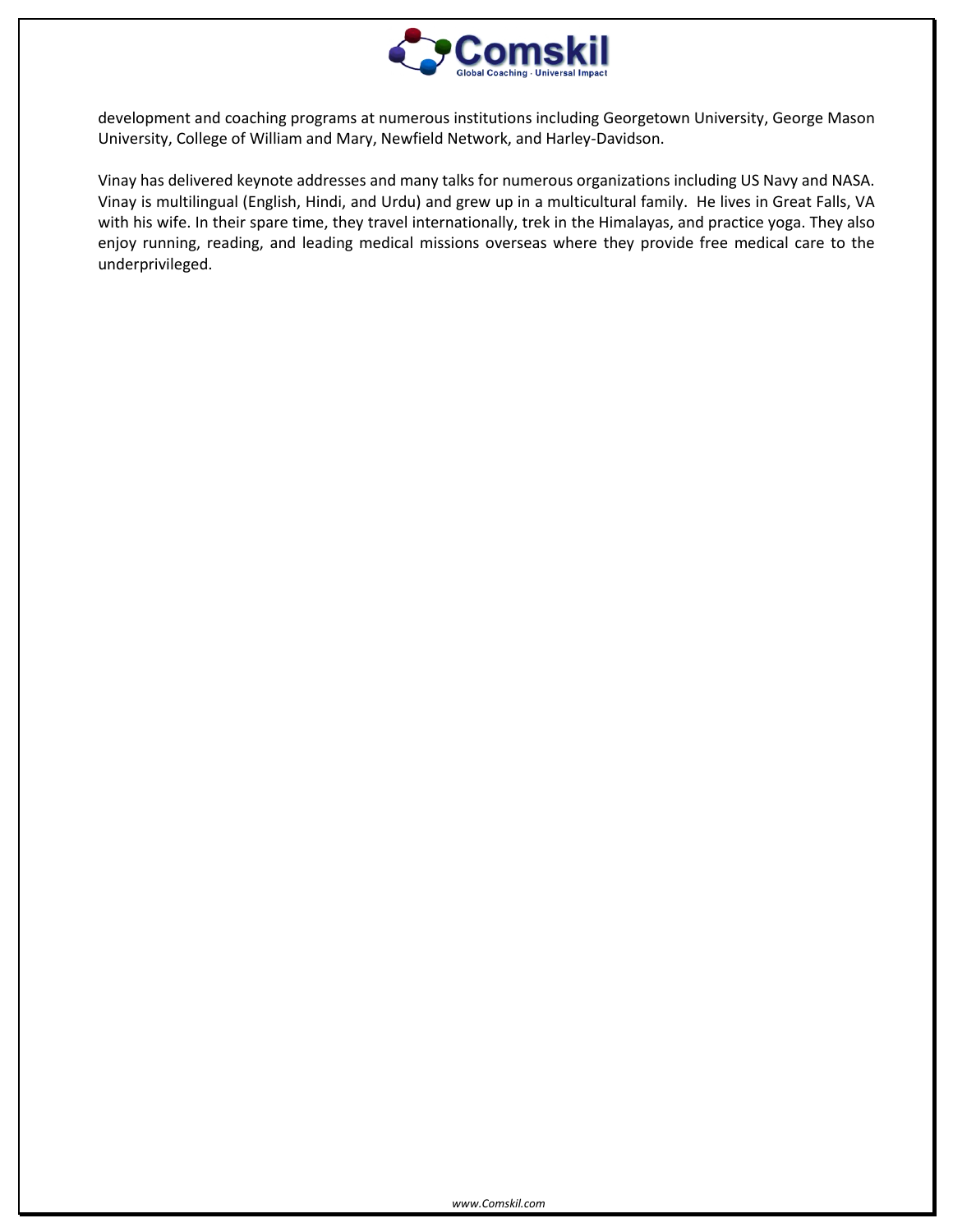development and coaching programs at numerous institutions including Georgetown University, George Mason University, College of William and Mary, Newfield Network, and Harley-Davidson.

Vinay has delivered keynote addresses and many talks for numerous organizations including US Navy and NASA. Vinay is multilingual (English, Hindi, and Urdu) and grew up in a multicultural family. He lives in Great Falls, VA with his wife. In their spare time, they travel internationally, trek in the Himalayas, and practice yoga. They also enjoy running, reading, and leading medical missions overseas where they provide free medical care to the underprivileged.